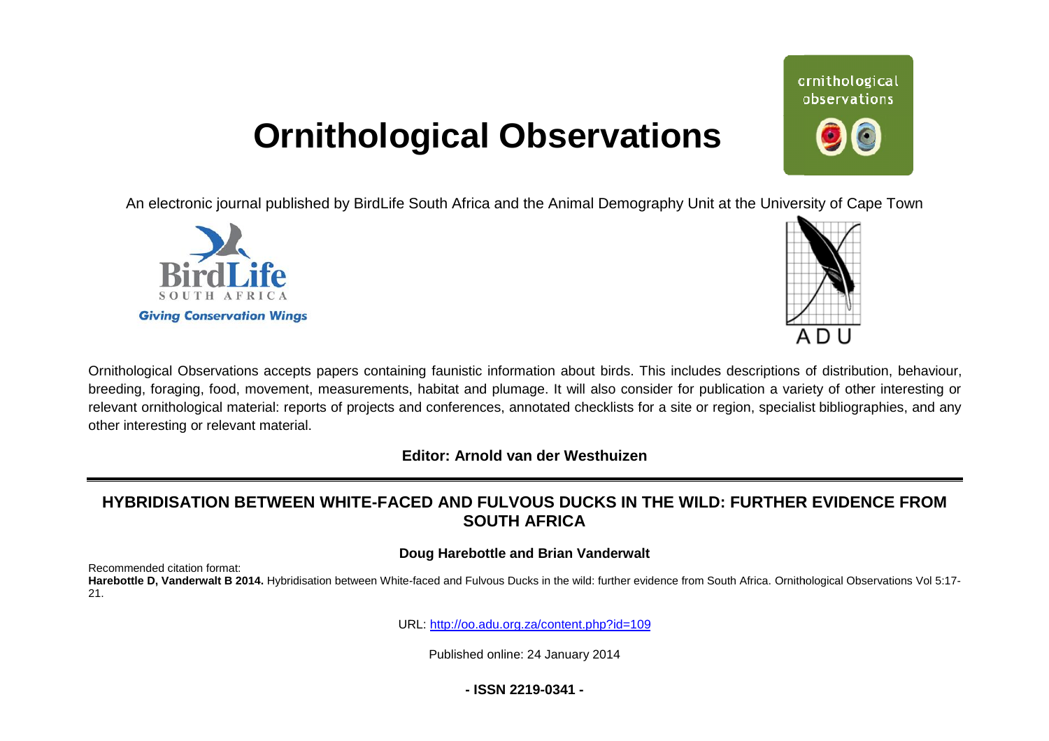# Ornithological Observations

An electronic journal published by BirdLife South Africa and the Animal Demography Unit at the University of Cape Town

Ornithological Observations accepts papers containing faunistic information about birds. This includes descriptions of distribution, behaviour, breeding, foraging, food, movement, measurements, habitat and plumage. It will also consider for publication a variety of other interesting or relevant ornithological material: reports of projects and conferences, annotated checklists for a site or region, specialist bibliographies, and any other interesting or relevant material.

**Editor: Arnold van der Westhuizen**

## HYBRIDISATION BETWEEN WHITE-FACED AND FULVOUS DUCKS IN THE WILD: FURTHER EVIDENCE FROM SOUTH AFRICA

**Doug Harebottle and Brian Vanderwalt**

Recommended citation format:
**Harebottle D, Vanderwalt B 2014.** Hybridisation between White-faced and Fulvous Ducks in the wild: further evidence from South Africa. Ornithological Observations Vol 5:17-21.

URL: http://oo.adu.org.za/content.php?id=109

Published online: 24 January 2014

**- ISSN 2219-0341 -**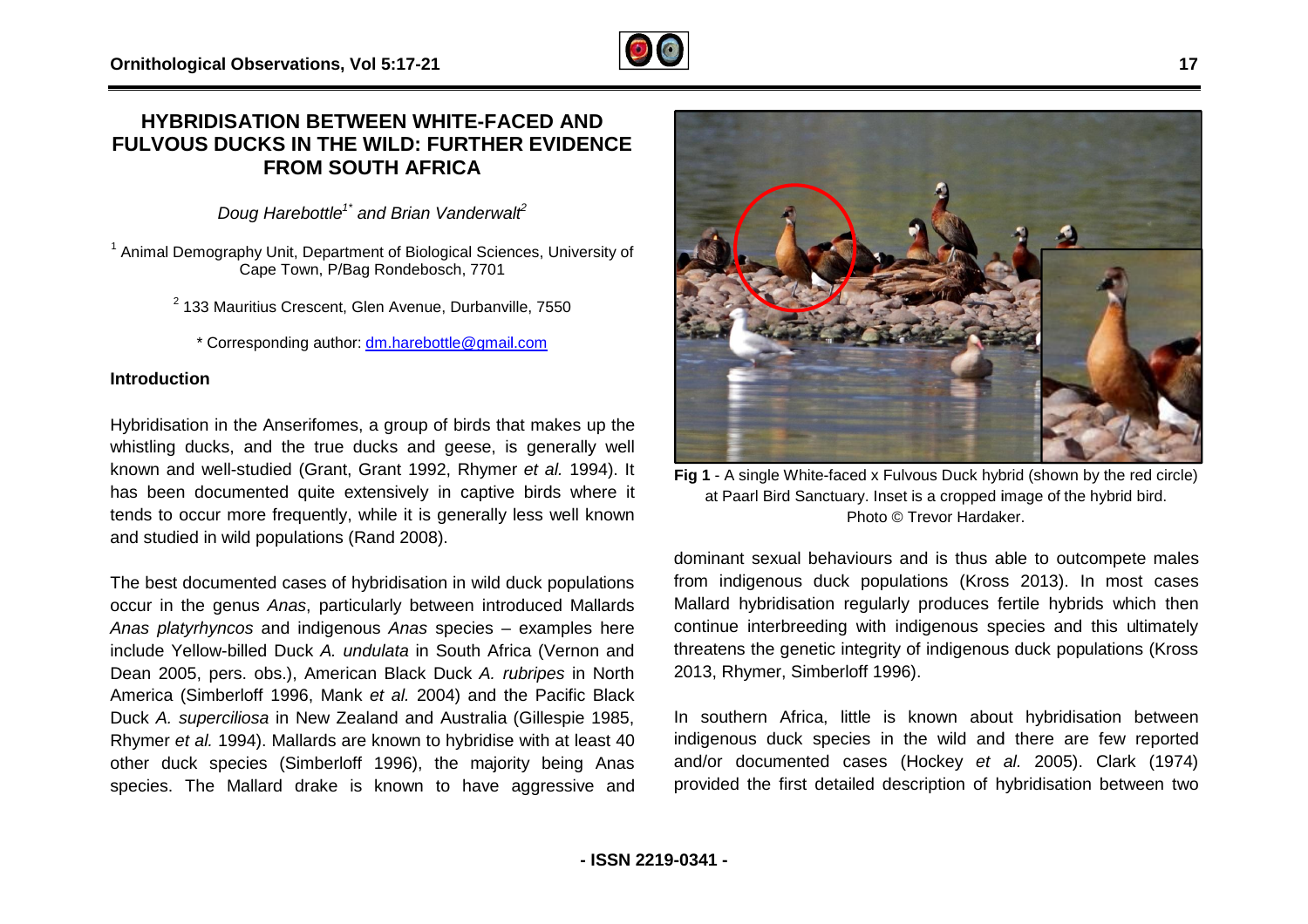# HYBRIDISATION BETWEEN WHITE-FACED AND FULVOUS DUCKS IN THE WILD: FURTHER EVIDENCE FROM SOUTH AFRICA

*Doug Harebottle[1*] and Brian Vanderwalt[2]*

[1] Animal Demography Unit, Department of Biological Sciences, University of Cape Town, P/Bag Rondebosch, 7701

[2] 133 Mauritius Crescent, Glen Avenue, Durbanville, 7550

\* Corresponding author: dm.harebottle@gmail.com

## Introduction

Hybridisation in the Anserifomes, a group of birds that makes up the whistling ducks, and the true ducks and geese, is generally well known and well-studied (Grant, Grant 1992, Rhymer *et al.* 1994). It has been documented quite extensively in captive birds where it tends to occur more frequently, while it is generally less well known and studied in wild populations (Rand 2008).

The best documented cases of hybridisation in wild duck populations occur in the genus *Anas*, particularly between introduced Mallards *Anas platyrhyncos* and indigenous *Anas* species – examples here include Yellow-billed Duck *A. undulata* in South Africa (Vernon and Dean 2005, pers. obs.), American Black Duck *A. rubripes* in North America (Simberloff 1996, Mank *et al.* 2004) and the Pacific Black Duck *A. superciliosa* in New Zealand and Australia (Gillespie 1985, Rhymer *et al.* 1994). Mallards are known to hybridise with at least 40 other duck species (Simberloff 1996), the majority being Anas species. The Mallard drake is known to have aggressive and dominant sexual behaviours and is thus able to outcompete males from indigenous duck populations (Kross 2013). In most cases Mallard hybridisation regularly produces fertile hybrids which then continue interbreeding with indigenous species and this ultimately threatens the genetic integrity of indigenous duck populations (Kross 2013, Rhymer, Simberloff 1996).

**Fig 1** - A single White-faced x Fulvous Duck hybrid (shown by the red circle) at Paarl Bird Sanctuary. Inset is a cropped image of the hybrid bird. Photo © Trevor Hardaker.

In southern Africa, little is known about hybridisation between indigenous duck species in the wild and there are few reported and/or documented cases (Hockey *et al.* 2005). Clark (1974) provided the first detailed description of hybridisation between two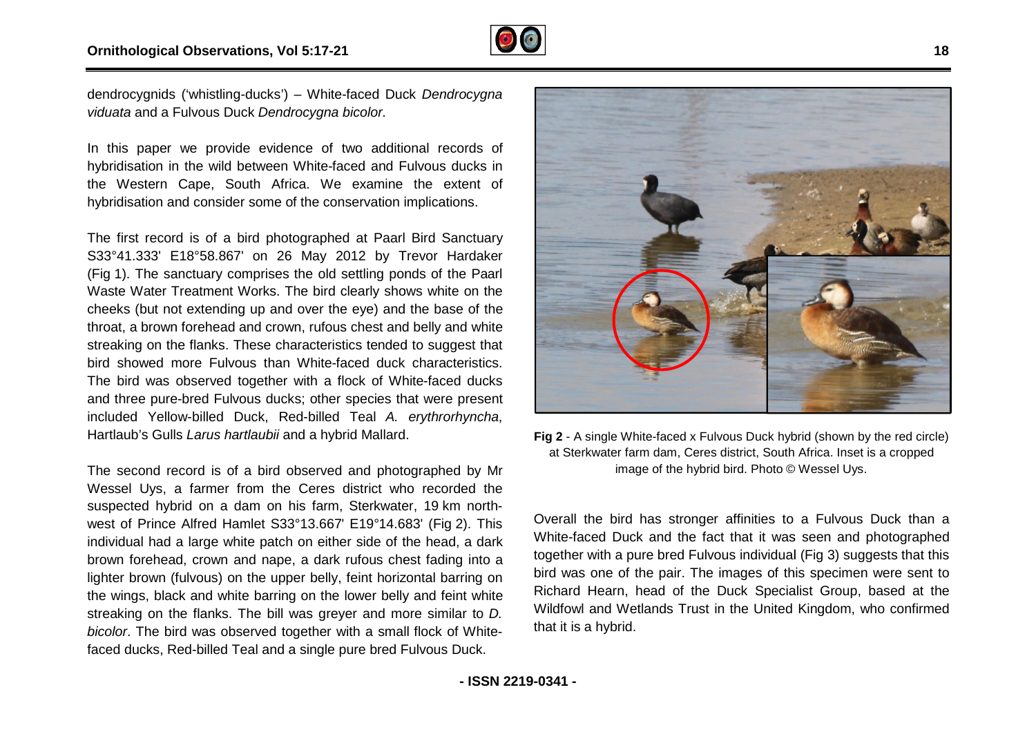dendrocygnids ('whistling-ducks') – White-faced Duck *Dendrocygna viduata* and a Fulvous Duck *Dendrocygna bicolor*.

In this paper we provide evidence of two additional records of hybridisation in the wild between White-faced and Fulvous ducks in the Western Cape, South Africa. We examine the extent of hybridisation and consider some of the conservation implications.

The first record is of a bird photographed at Paarl Bird Sanctuary S33°41.333' E18°58.867' on 26 May 2012 by Trevor Hardaker (Fig 1). The sanctuary comprises the old settling ponds of the Paarl Waste Water Treatment Works. The bird clearly shows white on the cheeks (but not extending up and over the eye) and the base of the throat, a brown forehead and crown, rufous chest and belly and white streaking on the flanks. These characteristics tended to suggest that bird showed more Fulvous than White-faced duck characteristics. The bird was observed together with a flock of White-faced ducks and three pure-bred Fulvous ducks; other species that were present included Yellow-billed Duck, Red-billed Teal *A. erythrorhyncha*, Hartlaub's Gulls *Larus hartlaubii* and a hybrid Mallard.

The second record is of a bird observed and photographed by Mr Wessel Uys, a farmer from the Ceres district who recorded the suspected hybrid on a dam on his farm, Sterkwater, 19 km north-west of Prince Alfred Hamlet S33°13.667' E19°14.683' (Fig 2). This individual had a large white patch on either side of the head, a dark brown forehead, crown and nape, a dark rufous chest fading into a lighter brown (fulvous) on the upper belly, feint horizontal barring on the wings, black and white barring on the lower belly and feint white streaking on the flanks. The bill was greyer and more similar to *D. bicolor*. The bird was observed together with a small flock of White-faced ducks, Red-billed Teal and a single pure bred Fulvous Duck.

**Fig 2** - A single White-faced x Fulvous Duck hybrid (shown by the red circle) at Sterkwater farm dam, Ceres district, South Africa. Inset is a cropped image of the hybrid bird. Photo © Wessel Uys.

Overall the bird has stronger affinities to a Fulvous Duck than a White-faced Duck and the fact that it was seen and photographed together with a pure bred Fulvous individual (Fig 3) suggests that this bird was one of the pair. The images of this specimen were sent to Richard Hearn, head of the Duck Specialist Group, based at the Wildfowl and Wetlands Trust in the United Kingdom, who confirmed that it is a hybrid.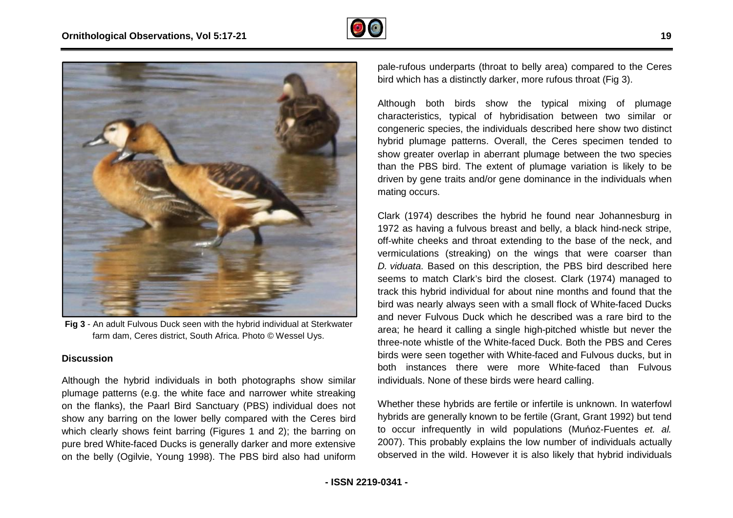**Fig 3** - An adult Fulvous Duck seen with the hybrid individual at Sterkwater farm dam, Ceres district, South Africa. Photo © Wessel Uys.

## Discussion

Although the hybrid individuals in both photographs show similar plumage patterns (e.g. the white face and narrower white streaking on the flanks), the Paarl Bird Sanctuary (PBS) individual does not show any barring on the lower belly compared with the Ceres bird which clearly shows feint barring (Figures 1 and 2); the barring on pure bred White-faced Ducks is generally darker and more extensive on the belly (Ogilvie, Young 1998). The PBS bird also had uniform pale-rufous underparts (throat to belly area) compared to the Ceres bird which has a distinctly darker, more rufous throat (Fig 3).

Although both birds show the typical mixing of plumage characteristics, typical of hybridisation between two similar or congeneric species, the individuals described here show two distinct hybrid plumage patterns. Overall, the Ceres specimen tended to show greater overlap in aberrant plumage between the two species than the PBS bird. The extent of plumage variation is likely to be driven by gene traits and/or gene dominance in the individuals when mating occurs.

Clark (1974) describes the hybrid he found near Johannesburg in 1972 as having a fulvous breast and belly, a black hind-neck stripe, off-white cheeks and throat extending to the base of the neck, and vermiculations (streaking) on the wings that were coarser than *D. viduata*. Based on this description, the PBS bird described here seems to match Clark's bird the closest. Clark (1974) managed to track this hybrid individual for about nine months and found that the bird was nearly always seen with a small flock of White-faced Ducks and never Fulvous Duck which he described was a rare bird to the area; he heard it calling a single high-pitched whistle but never the three-note whistle of the White-faced Duck. Both the PBS and Ceres birds were seen together with White-faced and Fulvous ducks, but in both instances there were more White-faced than Fulvous individuals. None of these birds were heard calling.

Whether these hybrids are fertile or infertile is unknown. In waterfowl hybrids are generally known to be fertile (Grant, Grant 1992) but tend to occur infrequently in wild populations (Muńoz-Fuentes *et. al.* 2007). This probably explains the low number of individuals actually observed in the wild. However it is also likely that hybrid individuals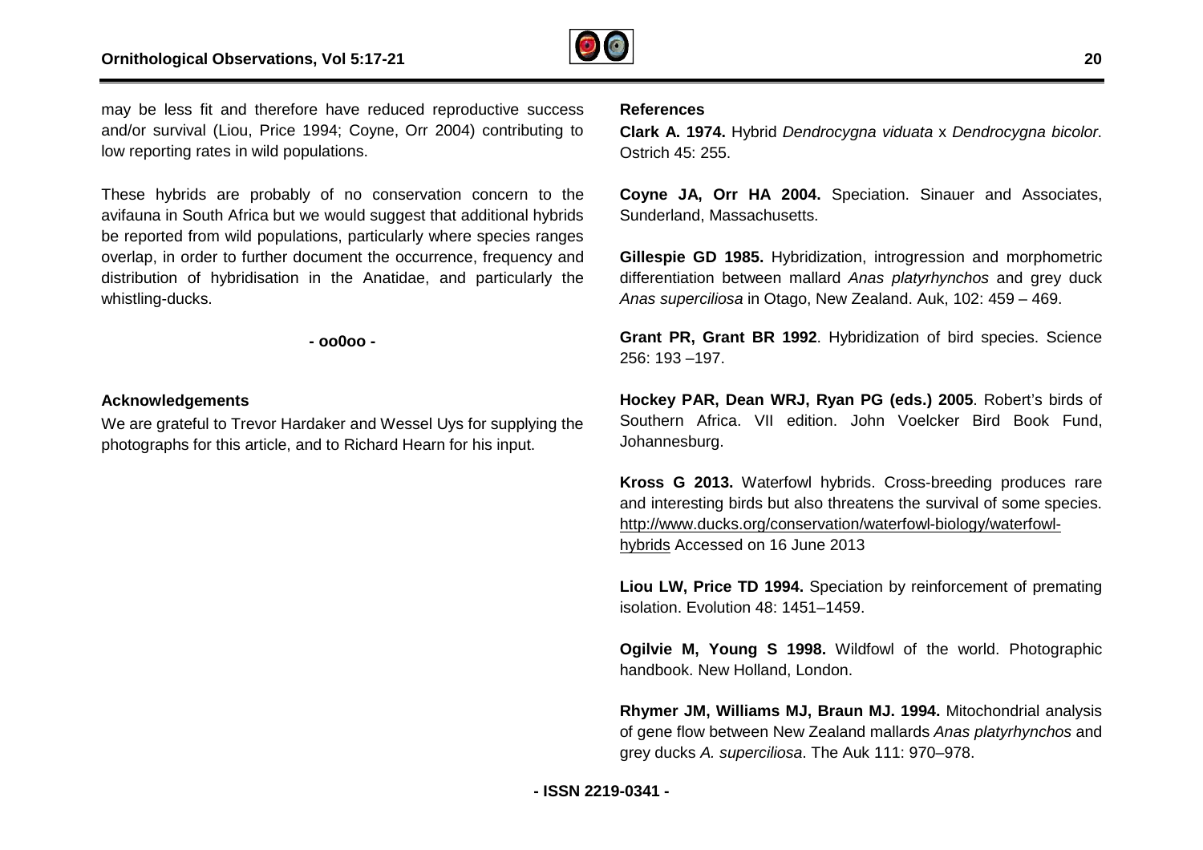may be less fit and therefore have reduced reproductive success and/or survival (Liou, Price 1994; Coyne, Orr 2004) contributing to low reporting rates in wild populations.

These hybrids are probably of no conservation concern to the avifauna in South Africa but we would suggest that additional hybrids be reported from wild populations, particularly where species ranges overlap, in order to further document the occurrence, frequency and distribution of hybridisation in the Anatidae, and particularly the whistling-ducks.

**- oo0oo -**

### Acknowledgements

We are grateful to Trevor Hardaker and Wessel Uys for supplying the photographs for this article, and to Richard Hearn for his input.

### References

**Clark A. 1974.** Hybrid *Dendrocygna viduata* x *Dendrocygna bicolor*. Ostrich 45: 255.

**Coyne JA, Orr HA 2004.** Speciation. Sinauer and Associates, Sunderland, Massachusetts.

**Gillespie GD 1985.** Hybridization, introgression and morphometric differentiation between mallard *Anas platyrhynchos* and grey duck *Anas superciliosa* in Otago, New Zealand. Auk, 102: 459 – 469.

**Grant PR, Grant BR 1992**. Hybridization of bird species. Science 256: 193 –197.

**Hockey PAR, Dean WRJ, Ryan PG (eds.) 2005**. Robert's birds of Southern Africa. VII edition. John Voelcker Bird Book Fund, Johannesburg.

**Kross G 2013.** Waterfowl hybrids. Cross-breeding produces rare and interesting birds but also threatens the survival of some species. http://www.ducks.org/conservation/waterfowl-biology/waterfowl-hybrids Accessed on 16 June 2013

**Liou LW, Price TD 1994.** Speciation by reinforcement of premating isolation. Evolution 48: 1451–1459.

**Ogilvie M, Young S 1998.** Wildfowl of the world. Photographic handbook. New Holland, London.

**Rhymer JM, Williams MJ, Braun MJ. 1994.** Mitochondrial analysis of gene flow between New Zealand mallards *Anas platyrhynchos* and grey ducks *A. superciliosa*. The Auk 111: 970–978.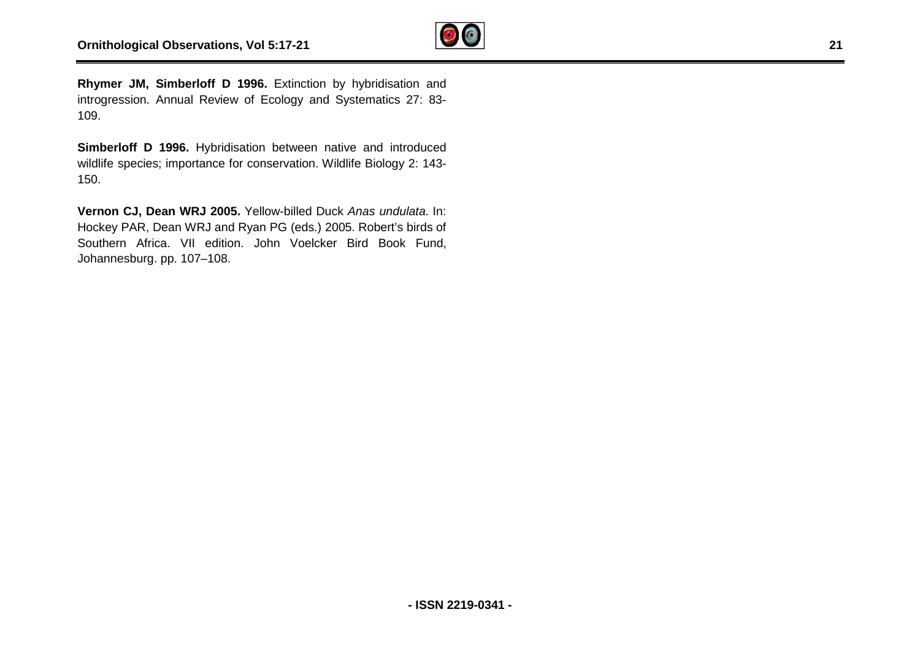**Rhymer JM, Simberloff D 1996.** Extinction by hybridisation and introgression. Annual Review of Ecology and Systematics 27: 83-109.

**Simberloff D 1996.** Hybridisation between native and introduced wildlife species; importance for conservation. Wildlife Biology 2: 143-150.

**Vernon CJ, Dean WRJ 2005.** Yellow-billed Duck *Anas undulata*. In: Hockey PAR, Dean WRJ and Ryan PG (eds.) 2005. Robert's birds of Southern Africa. VII edition. John Voelcker Bird Book Fund, Johannesburg. pp. 107–108.